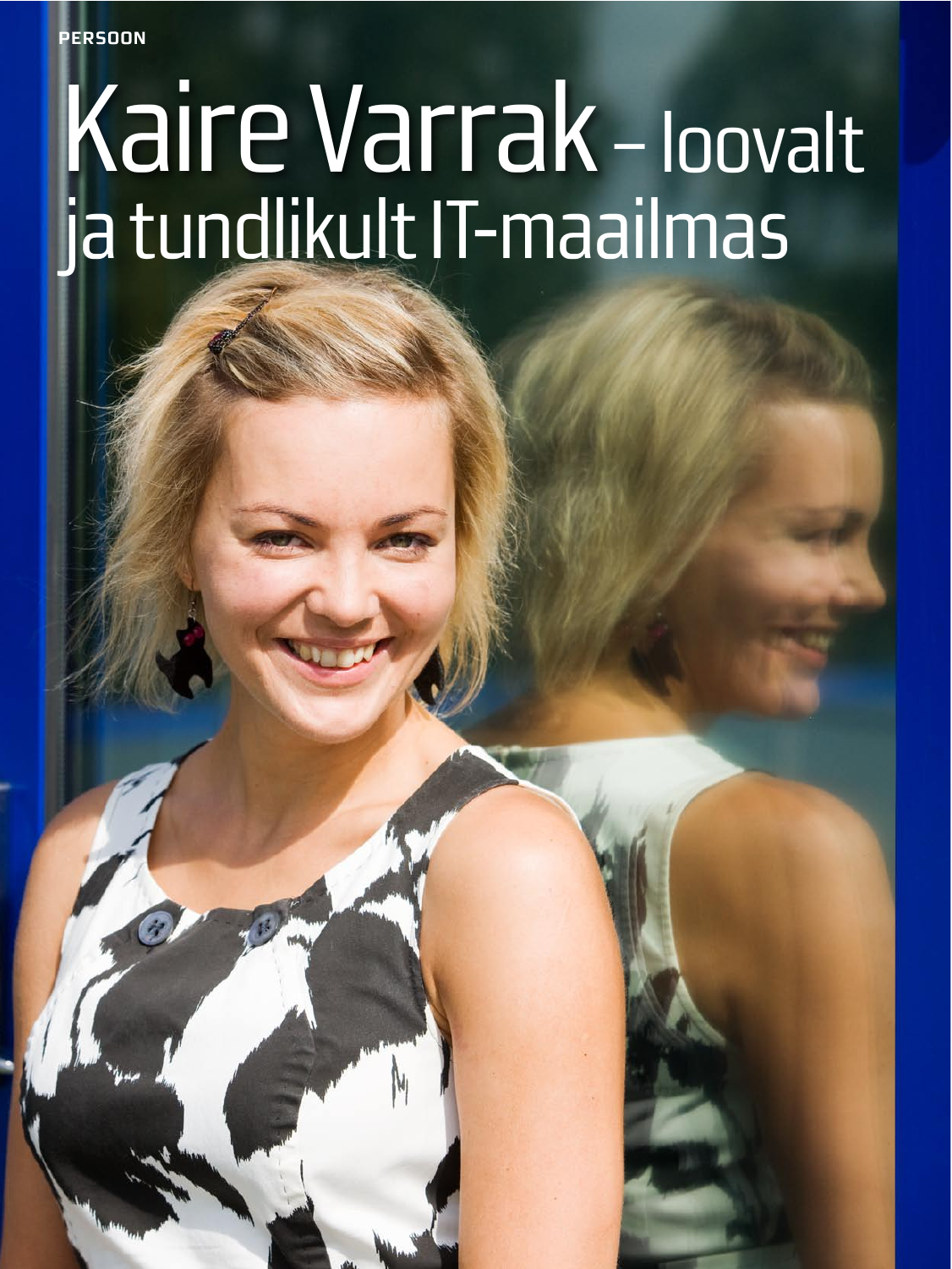PERSOON

# Kaire Varrak – loovalt ja tundlikult IT-maailmas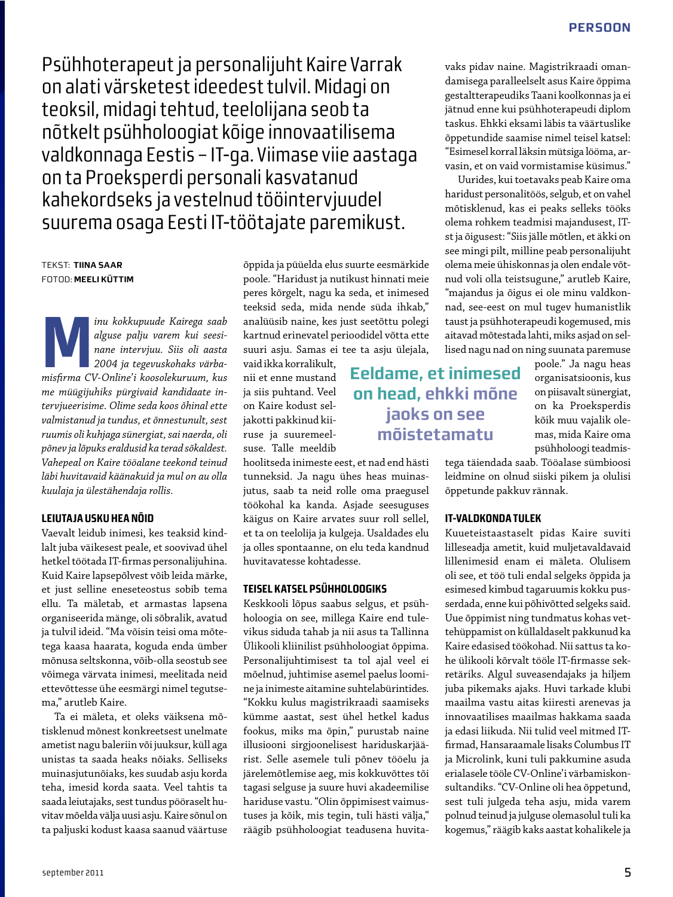Psühhoterapeut ja personalijuht Kaire Varrak on alati värsketest ideedest tulvil. Midagi on teoksil, midagi tehtud, teelolijana seob ta nõtkelt psühholoogiat kõige innovaatilisema valdkonnaga Eestis – IT-ga. Viimase viie aastaga on ta Proeksperdi personali kasvatanud kahekordseks ja vestelnud tööintervjuudel suurema osaga Eesti IT-töötajate paremikust.

TEKST: **TIINA SAAR**
FOTOD: **MEELI KÜTTIM**

*Minu kokkupuude Kairega saab alguse palju varem kui seesinane intervjuu. Siis oli aasta 2004 ja tegevuskohaks värbamisfirma CV-Online'i koosolekuruum, kus me müügijuhiks pürgivaid kandidaate intervjueerisime. Olime seda koos õhinal ette valmistanud ja tundus, et õnnestunult, sest ruumis oli kuhjaga sünergiat, sai naerda, oli põnev ja lõpuks eraldusid ka terad sõkaldest. Vahepeal on Kaire tööalane teekond teinud läbi huvitavaid käänakuid ja mul on au olla kuulaja ja ülestähendaja rollis.*

## LEIUTAJA USKU HEA NÕID

Vaevalt leidub inimesi, kes teaksid kindlalt juba väikesest peale, et soovivad ühel hetkel töötada IT-firmas personalijuhina. Kuid Kaire lapsepõlvest võib leida märke, et just selline eneseteostus sobib tema ellu. Ta mäletab, et armastas lapsena organiseerida mänge, oli sõbralik, avatud ja tulvil ideid. "Ma võisin teisi oma mõtetega kaasa haarata, koguda enda ümber mõnusa seltskonna, võib-olla seostub see võimega värvata inimesi, meelitada neid ettevõttesse ühe eesmärgi nimel tegutsema," arutleb Kaire.

Ta ei mäleta, et oleks väiksena mõtisklenud mõnest konkreetsest unelmate ametist nagu baleriin või juuksur, küll aga unistas ta saada heaks nõiaks. Selliseks muinasjutunõiaks, kes suudab asju korda teha, imesid korda saata. Veel tahtis ta saada leiutajaks, sest tundus pööraselt huvitav mõelda välja uusi asju. Kaire sõnul on ta paljuski kodust kaasa saanud väärtuse õppida ja püüelda elus suurte eesmärkide poole. "Haridust ja nutikust hinnati meie peres kõrgelt, nagu ka seda, et inimesed teeksid seda, mida nende süda ihkab," analüüsib naine, kes just seetõttu polegi kartnud erinevatel perioodidel võtta ette suuri asju. Samas ei tee ta asju ülejala, vaid ikka korralikult, nii et enne mustand ja siis puhtand. Veel on Kaire kodust seljakotti pakkinud kiiruse ja suuremeelsuse. Talle meeldib hoolitseda inimeste eest, et nad end hästi tunneksid. Ja nagu ühes heas muinasjutus, saab ta neid rolle oma praegusel töökohal ka kanda. Asjade seesuguses käigus on Kaire arvates suur roll sellel, et ta on teelolija ja kulgeja. Usaldades elu ja olles spontaanne, on elu teda kandnud huvitavatesse kohtadesse.

**Eeldame, et inimesed on head, ehkki mõne jaoks on see mõistetamatu**

## TEISEL KATSEL PSÜHHOLOOGIKS

Keskkooli lõpus saabus selgus, et psühholoogia on see, millega Kaire end tulevikus siduda tahab ja nii asus ta Tallinna Ülikooli kliinilist psühholoogiat õppima. Personalijuhtimisest ta tol ajal veel ei mõelnud, juhtimise asemel paelus loomine ja inimeste aitamine suhtelabürintides. "Kokku kulus magistrikraadi saamiseks kümme aastat, sest ühel hetkel kadus fookus, miks ma õpin," purustab naine illusiooni sirgjoonelisest hariduskarjäärist. Selle asemele tuli põnev tööelu ja järelemõtlemise aeg, mis kokkuvõttes tõi tagasi selguse ja suure huvi akadeemilise hariduse vastu. "Olin õppimisest vaimustuses ja kõik, mis tegin, tuli hästi välja," räägib psühholoogiat teadusena huvitavaks pidav naine. Magistrikraadi omandamisega paralleelselt asus Kaire õppima gestaltterapeudiks Taani koolkonnas ja ei jätnud enne kui psühhoterapeudi diplom taskus. Ehkki eksami läbis ta väärtuslike õppetundide saamise nimel teisel katsel: "Esimesel korral läksin mütsiga lööma, arvasin, et on vaid vormistamise küsimus."

Uurides, kui toetavaks peab Kaire oma haridust personalitöös, selgub, et on vahel mõtisklenud, kas ei peaks selleks tööks olema rohkem teadmisi majandusest, IT-st ja õigusest: "Siis jälle mõtlen, et äkki on see mingi pilt, milline peab personalijuht olema meie ühiskonnas ja olen endale võtnud voli olla teistsugune," arutleb Kaire, "majandus ja õigus ei ole minu valdkonnad, see-eest on mul tugev humanistlik taust ja psühhoterapeudi kogemused, mis aitavad mõtestada lahti, miks asjad on sellised nagu nad on ning suunata paremuse poole." Ja nagu heas organisatsioonis, kus on piisavalt sünergiat, on ka Proeksperdis kõik muu vajalik olemas, mida Kaire oma psühholoogi teadmistega täiendada saab. Tööalase sümbioosi leidmine on olnud siiski pikem ja olulisi õppetunde pakkuv rännak.

## IT-VALDKONDA TULEK

Kuueteistaastaselt pidas Kaire suviti lilleseadja ametit, kuid muljetavaldavaid lillenimesid enam ei mäleta. Olulisem oli see, et töö tuli endal selgeks õppida ja esimesed kimbud tagaruumis kokku pusserdada, enne kui põhivõtted selgeks said. Uue õppimist ning tundmatus kohas vettehüppamist on küllaldaselt pakkunud ka Kaire edasised töökohad. Nii sattus ta kohe ülikooli kõrvalt tööle IT-firmasse sekretäriks. Algul suveasendajaks ja hiljem juba pikemaks ajaks. Huvi tarkade klubi maailma vastu aitas kiiresti arenevas ja innovaatilises maailmas hakkama saada ja edasi liikuda. Nii tulid veel mitmed IT-firmad, Hansaraamale lisaks Columbus IT ja Microlink, kuni tuli pakkumine asuda erialasele tööle CV-Online'i värbamiskonsultandiks. "CV-Online oli hea õppetund, sest tuli julgeda teha asju, mida varem polnud teinud ja julguse olemasolul tuli ka kogemus," räägib kaks aastat kohalikele ja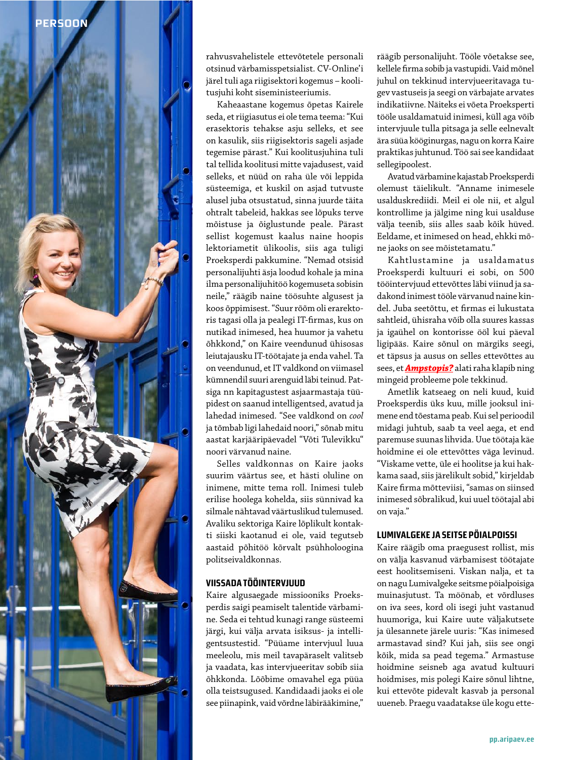rahvusvahelistele ettevõtetele personali otsinud värbamisspetsialist. CV-Online'i järel tuli aga riigisektori kogemus – koolitusjuhi koht siseministeeriumis.

Kaheaastane kogemus õpetas Kairele seda, et riigiasutus ei ole tema teema: "Kui erasektoris tehakse asju selleks, et see on kasulik, siis riigisektoris sageli asjade tegemise pärast." Kui koolitusjuhina tuli tal tellida koolitusi mitte vajadusest, vaid selleks, et nüüd on raha üle või leppida süsteemiga, et kuskil on asjad tutvuste alusel juba otsustatud, sinna juurde täita ohtralt tabeleid, hakkas see lõpuks terve mõistuse ja õiglustunde peale. Pärast sellist kogemust kaalus naine hoopis lektoriametit ülikoolis, siis aga tuligi Proeksperdi pakkumine. "Nemad otsisid personalijuhti äsja loodud kohale ja mina ilma personalijuhitöö kogemuseta sobisin neile," räägib naine töösuhte algusest ja koos õppimisest. "Suur rõõm oli erarektoris tagasi olla ja pealegi IT-firmas, kus on nutikad inimesed, hea huumor ja vahetu õhkkond," on Kaire veendunud ühisosas leiutajausku IT-töötajate ja enda vahel. Ta on veendunud, et IT valdkond on viimasel kümnendil suuri arenguid läbi teinud. Patsiga nn kapitagustest asjaarmastaja tüüpidest on saanud intelligentsed, avatud ja lahedad inimesed. "See valdkond on *cool* ja tõmbab ligi lahedaid noori," sõnab mitu aastat karjääripäevadel "Võti Tulevikku" noori värvanud naine.

Selles valdkonnas on Kaire jaoks suurim väärtus see, et hästi oluline on inimene, mitte tema roll. Inimesi tuleb erilise hoolega kohelda, siis sünnivad ka silmale nähtavad väärtuslikud tulemused. Avaliku sektoriga Kaire lõplikult kontakti siiski kaotanud ei ole, vaid tegutseb aastaid põhitöö kõrvalt psühholoogina politseivaldkonnas.

## VIISSADA TÖÖINTERVJUUD

Kaire algusaegade missiooniks Proeksperdis saigi peamiselt talentide värbamine. Seda ei tehtud kunagi range süsteemi järgi, kui välja arvata isiksus- ja intelligentsustestid. "Püüame intervjuul luua meeleolu, mis meil tavapäraselt valitseb ja vaadata, kas intervjueeritav sobib siia õhkkonda. Lööbime omavahel ega püüa olla teistsugused. Kandidaadi jaoks ei ole see piinapink, vaid võrdne läbirääkimine," räägib personalijuht. Tööle võetakse see, kellele firma sobib ja vastupidi. Vaid mõnel juhul on tekkinud intervjueeritavaga tugev vastuseis ja seegi on värbajate arvates indikatiivne. Näiteks ei võeta Proeksperti tööle usaldamatuid inimesi, küll aga võib intervjuule tulla pitsaga ja selle eelnevalt ära süüa köögnurgas, nagu on korra Kaire praktikas juhtunud. Töö sai see kandidaat sellegipoolest.

Avatud värbamine kajastab Proeksperdi olemust täielikult. "Anname inimesele usalduskrediidi. Meil ei ole nii, et algul kontrollime ja jälgime ning kui usalduse välja teenib, siis alles saab kõik hüved. Eeldame, et inimesed on head, ehkki mõne jaoks on see mõistetamatu."

Kahtlustamine ja usaldamatus Proeksperdi kultuuri ei sobi, on 500 tööintervjuud ettevõttes läbi viinud ja sadakond inimest tööle värvanud naine kindel. Juba seetõttu, et firmas ei lukustata sahtleid, ühisraha võib olla suures kassas ja igaühel on kontorisse ööl kui päeval ligipääs. Kaire sõnul on märgiks seegi, et täpsus ja ausus on selles ettevõttes au sees, et ***Ampstopis?*** alati raha klapib ning mingeid probleeme pole tekkinud.

Ametlik katseaeg on neli kuud, kuid Proeksperdis üks kuu, mille jooksul inimene end tõestama peab. Kui sel perioodil midagi juhtub, saab ta veel aega, et end paremuse suunas lihvida. Uue töötaja käe hoidmine ei ole ettevõttes väga levinud. "Viskame vette, üle ei hoolitse ja kui hakkama saad, siis järelikult sobid," kirjeldab Kaire firma mõtteviisi, "samas on siinsed inimesed sõbralikud, kui uuel töötajal abi on vaja."

## LUMIVALGEKE JA SEITSE PÖIALPOISSI

Kaire räägib oma praegusest rollist, mis on välja kasvanud värbamisest töötajate eest hoolitsemiseni. Viskan nalja, et ta on nagu Lumivalgeke seitsme pöialpoisiga muinasjutust. Ta möönab, et võrdluses on iva sees, kord oli isegi juht vastanud huumoriga, kui Kaire uute väljakutsete ja ülesannete järele uuris: "Kas inimesed armastavad sind? Kui jah, siis see ongi kõik, mida sa pead tegema." Armastuse hoidmine seisneb aga avatud kultuuri hoidmises, mis polegi Kaire sõnul lihtne, kui ettevõte pidevalt kasvab ja personal uueneb. Praegu vaadatakse üle kogu ette-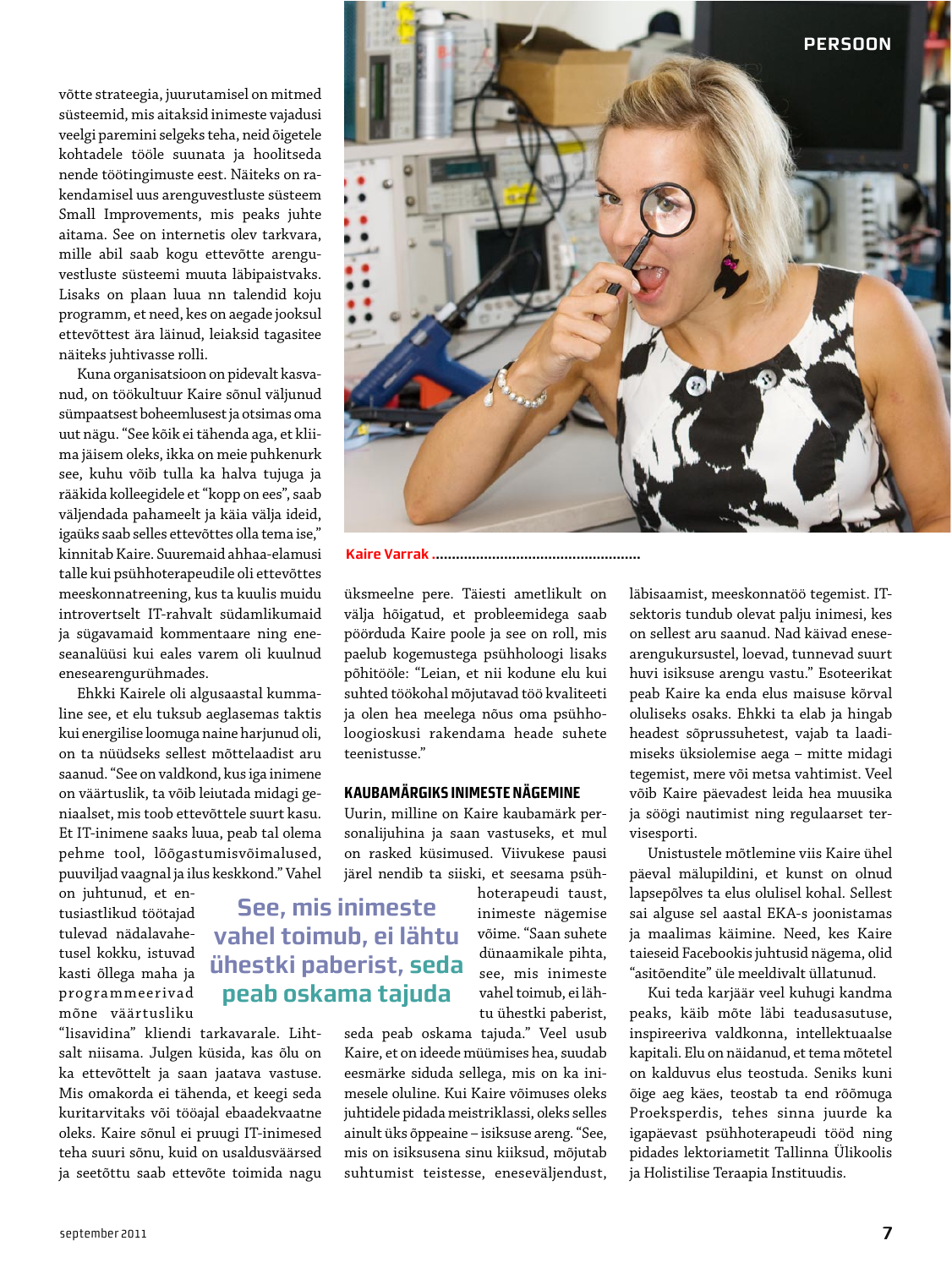võtte strateegia, juurutamisel on mitmed süsteemid, mis aitaksid inimeste vajadusi veelgi paremini selgeks teha, neid õigetele kohtadele tööle suunata ja hoolitseda nende töötingimuste eest. Näiteks on rakendamisel uus arenguvestluste süsteem Small Improvements, mis peaks juhte aitama. See on internetis olev tarkvara, mille abil saab kogu ettevõtte arenguvestluste süsteemi muuta läbipaistvaks. Lisaks on plaan luua nn talendid koju programm, et need, kes on aegade jooksul ettevõttest ära läinud, leiaksid tagasitee näiteks juhtivasse rolli.

Kuna organisatsioon on pidevalt kasvanud, on töökultuur Kaire sõnul väljunud sümpaatsest boheemlusest ja otsimas oma uut nägu. "See kõik ei tähenda aga, et kliima jäisem oleks, ikka on meie puhkenurk see, kuhu võib tulla ka halva tujuga ja rääkida kolleegidele et "kopp on ees", saab väljendada pahameelt ja käia välja ideid, igaüks saab selles ettevõttes olla tema ise," kinnitab Kaire. Suuremaid ahhaa-elamusi talle kui psühhoterapeudile oli ettevõttes meeskonnatreening, kus ta kuulis muidu introvertselt IT-rahvalt südamlikumaid ja sügavamaid kommentaare ning eneseanalüüsi kui ealeski varem oli kuulnud enesearengurühmades.

Ehkki Kairele oli algusaastal kummaline see, et elu tuksub aeglasemas taktis kui energilise loomuga naine harjunud oli, on ta nüüdseks sellest mõttelaadist aru saanud. "See on valdkond, kus iga inimene on väärtuslik, ta võib leiutada midagi geniaalset, mis toob ettevõttele suurt kasu. Et IT-inimene saaks luua, peab tal olema pehme tool, lõõgastumisvõimalused, puuviljad vaagnal ja ilus keskkond." Vahel on juhtunud, et entusiastlikud töötajad tulevad nädalavahetusel kokku, istuvad kasti õllega maha ja programmeerivad mõne väärtusliku "lisavidina" kliendi tarkvarale. Lihtsalt niisama. Julgen küsida, kas õlu on ka ettevõttelt ja saan jaatava vastuse. Mis omakorda ei tähenda, et keegi seda kuritarvitaks või tööajal ebaadekvaatne oleks. Kaire sõnul ei pruugi IT-inimesed teha suuri sõnu, kuid on usaldusväärsed ja seetõttu saab ettevõte toimida nagu üksmeelne pere. Täiesti ametlikult on välja hõigatud, et probleemidega saab pöörduda Kaire poole ja see on roll, mis paelub kogemustega psühholoogi lisaks põhitööle: "Leian, et nii kodune elu kui suhted töökohal mõjutavad töö kvaliteeti ja olen hea meelega nõus oma psühholoogioskusi rakendama heade suhete teenistusse."

Kaire Varrak

> **See, mis inimeste vahel toimub, ei lähtu ühestki paberist, seda peab oskama tajuda**

### KAUBAMÄRGIKS INIMESTE NÄGEMINE

Uurin, milline on Kaire kaubamärk personalijuhina ja saan vastuseks, et mul on rasked küsimused. Viivukese pausi järel nendib ta siiski, et seesama psühhoterapeudi taust, inimeste nägemise võime. "Saan suhete dünaamikale pihta, see, mis inimeste vahel toimub, ei lähtu ühestki paberist, seda peab oskama tajuda." Veel usub Kaire, et on ideede müümises hea, suudab eesmärke siduda sellega, mis on ka inimesele oluline. Kui Kaire võimuses oleks juhtidele pidada meistriklassi, oleks selles ainult üks õppeaine – isiksuse areng. "See, mis on isiksusena sinu kiiksud, mõjutab suhtumist teistesse, eneseväljendust, läbisaamist, meeskonnatöö tegemist. IT-sektoris tundub olevat palju inimesi, kes on sellest aru saanud. Nad käivad enesearengukursustel, loevad, tunnevad suurt huvi isiksuse arengu vastu." Esoteerikat peab Kaire ka enda elus maisuse kõrval oluliseks osaks. Ehkki ta elab ja hingab headest sõprussuhetest, vajab ta laadimiseks üksiolemise aega – mitte midagi tegemist, mere või metsa vahtimist. Veel võib Kaire päevadest leida hea muusika ja söögi nautimist ning regulaarset tervisesporti.

Unistustele mõtlemine viis Kaire ühel päeval mälupildini, et kunst on olnud lapsepõlves ta elus olulisel kohal. Sellest sai alguse sel aastal EKA-s joonistamas ja maalimas käimine. Need, kes Kaire taieseid Facebookis juhtusid nägema, olid "asitõendite" üle meeldivalt üllatunud.

Kui teda karjäär veel kuhugi kandma peaks, käib mõte läbi teadusasutuse, inspireeriva valdkonna, intellektuaalse kapitali. Elu on näidanud, et tema mõtetel on kalduvus elus teostuda. Seniks kuni õige aeg käes, teostab ta end rõõmuga Proekspertis, tehes sinna juurde ka igapäevast psühhoterapeudi tööd ning pidades lektoriametit Tallinna Ülikoolis ja Holistilise Teraapia Instituudis.